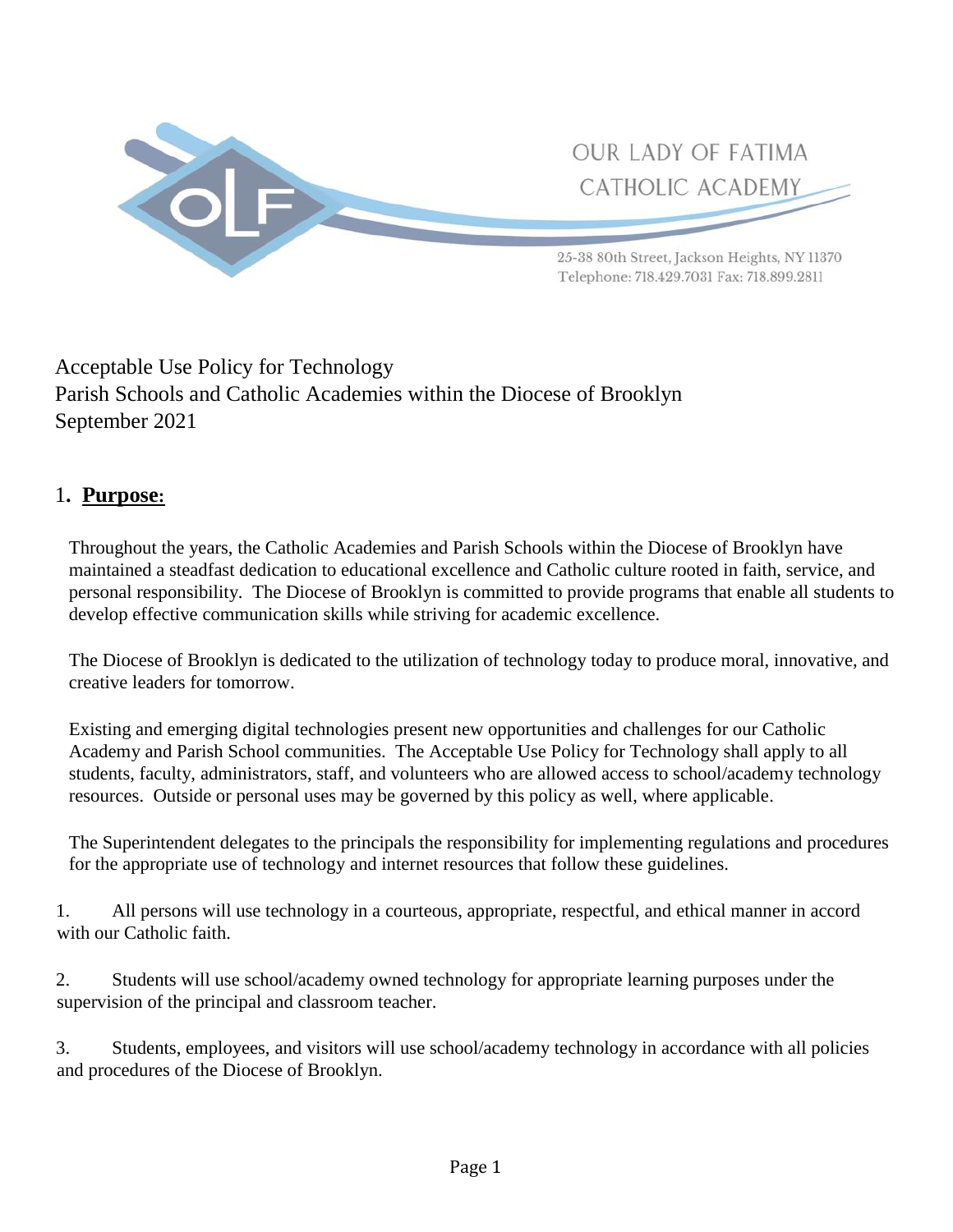OUR LADY OF FATIMA CATHOLIC ACADEMY

25-38 80th Street, Jackson Heights, NY 11370
Telephone: 718.429.7031 Fax: 718.899.2811

Acceptable Use Policy for Technology
Parish Schools and Catholic Academies within the Diocese of Brooklyn
September 2021

## 1. **Purpose:**

Throughout the years, the Catholic Academies and Parish Schools within the Diocese of Brooklyn have maintained a steadfast dedication to educational excellence and Catholic culture rooted in faith, service, and personal responsibility. The Diocese of Brooklyn is committed to provide programs that enable all students to develop effective communication skills while striving for academic excellence.

The Diocese of Brooklyn is dedicated to the utilization of technology today to produce moral, innovative, and creative leaders for tomorrow.

Existing and emerging digital technologies present new opportunities and challenges for our Catholic Academy and Parish School communities. The Acceptable Use Policy for Technology shall apply to all students, faculty, administrators, staff, and volunteers who are allowed access to school/academy technology resources. Outside or personal uses may be governed by this policy as well, where applicable.

The Superintendent delegates to the principals the responsibility for implementing regulations and procedures for the appropriate use of technology and internet resources that follow these guidelines.

1. All persons will use technology in a courteous, appropriate, respectful, and ethical manner in accord with our Catholic faith.

2. Students will use school/academy owned technology for appropriate learning purposes under the supervision of the principal and classroom teacher.

3. Students, employees, and visitors will use school/academy technology in accordance with all policies and procedures of the Diocese of Brooklyn.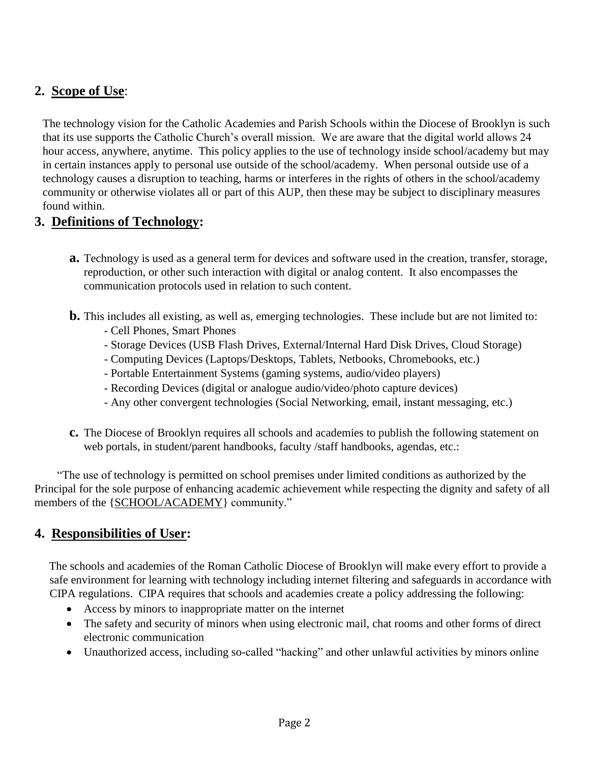## 2. Scope of Use:

The technology vision for the Catholic Academies and Parish Schools within the Diocese of Brooklyn is such that its use supports the Catholic Church's overall mission. We are aware that the digital world allows 24 hour access, anywhere, anytime. This policy applies to the use of technology inside school/academy but may in certain instances apply to personal use outside of the school/academy. When personal outside use of a technology causes a disruption to teaching, harms or interferes in the rights of others in the school/academy community or otherwise violates all or part of this AUP, then these may be subject to disciplinary measures found within.

## 3. Definitions of Technology:

**a.** Technology is used as a general term for devices and software used in the creation, transfer, storage, reproduction, or other such interaction with digital or analog content. It also encompasses the communication protocols used in relation to such content.

**b.** This includes all existing, as well as, emerging technologies. These include but are not limited to:
- Cell Phones, Smart Phones
- Storage Devices (USB Flash Drives, External/Internal Hard Disk Drives, Cloud Storage)
- Computing Devices (Laptops/Desktops, Tablets, Netbooks, Chromebooks, etc.)
- Portable Entertainment Systems (gaming systems, audio/video players)
- Recording Devices (digital or analogue audio/video/photo capture devices)
- Any other convergent technologies (Social Networking, email, instant messaging, etc.)

**c.** The Diocese of Brooklyn requires all schools and academies to publish the following statement on web portals, in student/parent handbooks, faculty /staff handbooks, agendas, etc.:

"The use of technology is permitted on school premises under limited conditions as authorized by the Principal for the sole purpose of enhancing academic achievement while respecting the dignity and safety of all members of the {SCHOOL/ACADEMY} community."

## 4. Responsibilities of User:

The schools and academies of the Roman Catholic Diocese of Brooklyn will make every effort to provide a safe environment for learning with technology including internet filtering and safeguards in accordance with CIPA regulations. CIPA requires that schools and academies create a policy addressing the following:

- Access by minors to inappropriate matter on the internet
- The safety and security of minors when using electronic mail, chat rooms and other forms of direct electronic communication
- Unauthorized access, including so-called "hacking" and other unlawful activities by minors online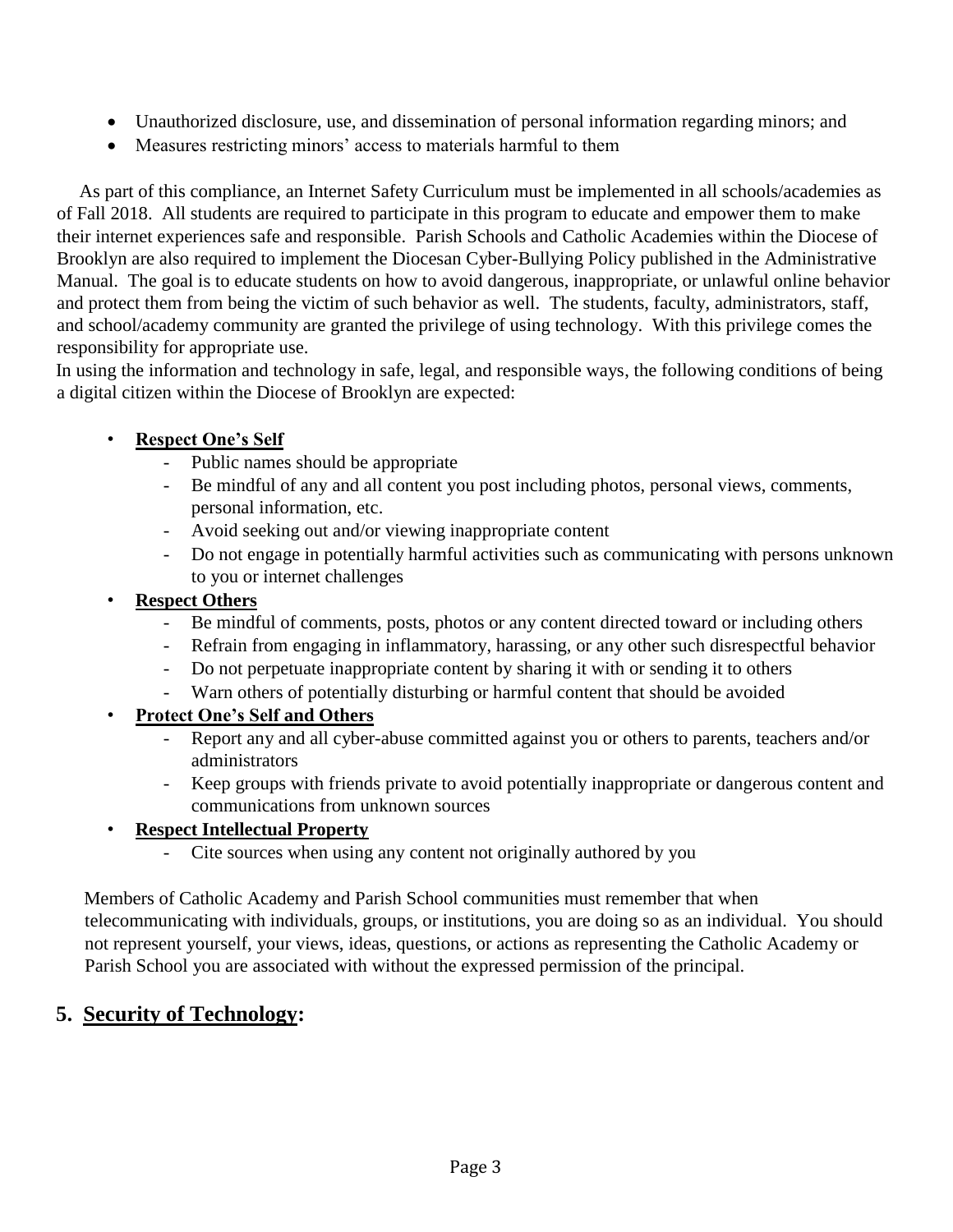- Unauthorized disclosure, use, and dissemination of personal information regarding minors; and
- Measures restricting minors' access to materials harmful to them

As part of this compliance, an Internet Safety Curriculum must be implemented in all schools/academies as of Fall 2018. All students are required to participate in this program to educate and empower them to make their internet experiences safe and responsible. Parish Schools and Catholic Academies within the Diocese of Brooklyn are also required to implement the Diocesan Cyber-Bullying Policy published in the Administrative Manual. The goal is to educate students on how to avoid dangerous, inappropriate, or unlawful online behavior and protect them from being the victim of such behavior as well. The students, faculty, administrators, staff, and school/academy community are granted the privilege of using technology. With this privilege comes the responsibility for appropriate use.

In using the information and technology in safe, legal, and responsible ways, the following conditions of being a digital citizen within the Diocese of Brooklyn are expected:

- **Respect One's Self**
  - Public names should be appropriate
  - Be mindful of any and all content you post including photos, personal views, comments, personal information, etc.
  - Avoid seeking out and/or viewing inappropriate content
  - Do not engage in potentially harmful activities such as communicating with persons unknown to you or internet challenges
- **Respect Others**
  - Be mindful of comments, posts, photos or any content directed toward or including others
  - Refrain from engaging in inflammatory, harassing, or any other such disrespectful behavior
  - Do not perpetuate inappropriate content by sharing it with or sending it to others
  - Warn others of potentially disturbing or harmful content that should be avoided
- **Protect One's Self and Others**
  - Report any and all cyber-abuse committed against you or others to parents, teachers and/or administrators
  - Keep groups with friends private to avoid potentially inappropriate or dangerous content and communications from unknown sources
- **Respect Intellectual Property**
  - Cite sources when using any content not originally authored by you

Members of Catholic Academy and Parish School communities must remember that when telecommunicating with individuals, groups, or institutions, you are doing so as an individual. You should not represent yourself, your views, ideas, questions, or actions as representing the Catholic Academy or Parish School you are associated with without the expressed permission of the principal.

## 5. Security of Technology: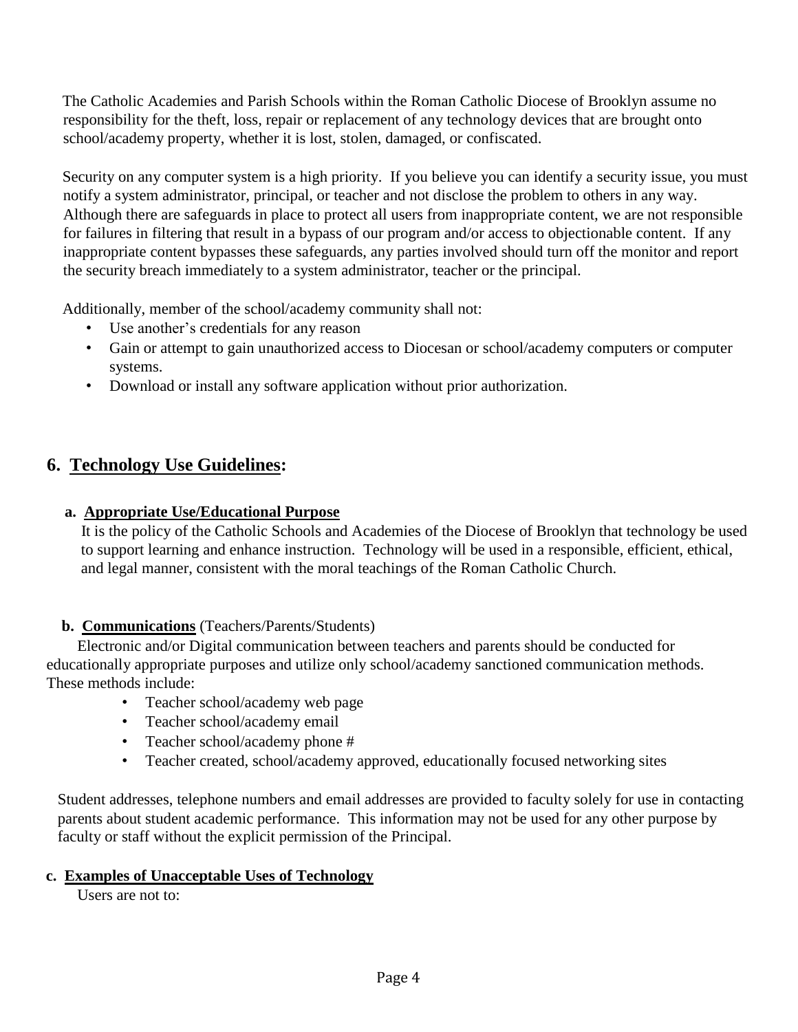The Catholic Academies and Parish Schools within the Roman Catholic Diocese of Brooklyn assume no responsibility for the theft, loss, repair or replacement of any technology devices that are brought onto school/academy property, whether it is lost, stolen, damaged, or confiscated.

Security on any computer system is a high priority. If you believe you can identify a security issue, you must notify a system administrator, principal, or teacher and not disclose the problem to others in any way. Although there are safeguards in place to protect all users from inappropriate content, we are not responsible for failures in filtering that result in a bypass of our program and/or access to objectionable content. If any inappropriate content bypasses these safeguards, any parties involved should turn off the monitor and report the security breach immediately to a system administrator, teacher or the principal.

Additionally, member of the school/academy community shall not:

- Use another's credentials for any reason
- Gain or attempt to gain unauthorized access to Diocesan or school/academy computers or computer systems.
- Download or install any software application without prior authorization.

## 6. Technology Use Guidelines:

### a. Appropriate Use/Educational Purpose

It is the policy of the Catholic Schools and Academies of the Diocese of Brooklyn that technology be used to support learning and enhance instruction. Technology will be used in a responsible, efficient, ethical, and legal manner, consistent with the moral teachings of the Roman Catholic Church.

### b. Communications (Teachers/Parents/Students)

Electronic and/or Digital communication between teachers and parents should be conducted for educationally appropriate purposes and utilize only school/academy sanctioned communication methods. These methods include:

- Teacher school/academy web page
- Teacher school/academy email
- Teacher school/academy phone #
- Teacher created, school/academy approved, educationally focused networking sites

Student addresses, telephone numbers and email addresses are provided to faculty solely for use in contacting parents about student academic performance. This information may not be used for any other purpose by faculty or staff without the explicit permission of the Principal.

### c. Examples of Unacceptable Uses of Technology

Users are not to: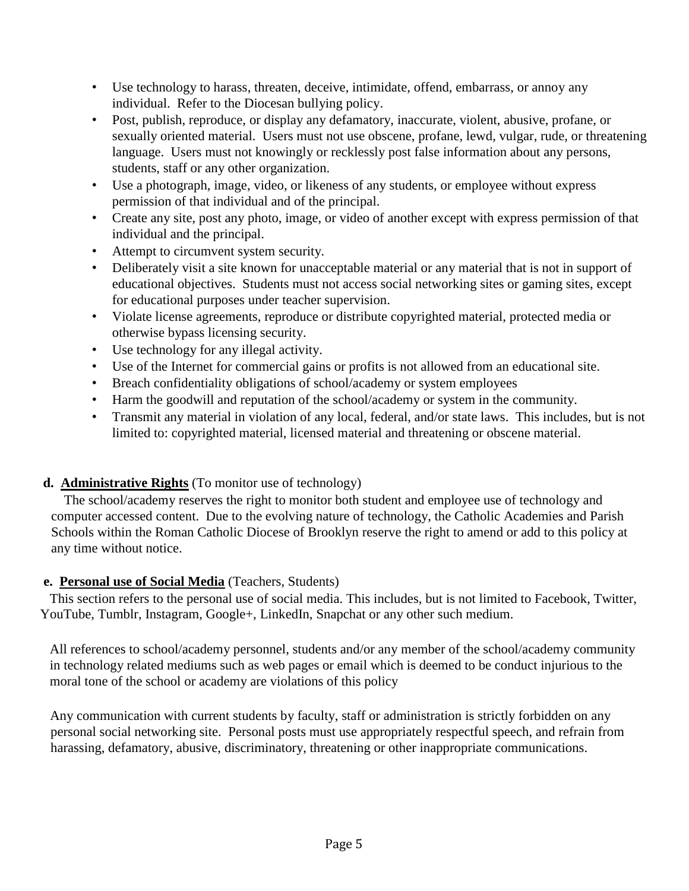- Use technology to harass, threaten, deceive, intimidate, offend, embarrass, or annoy any individual. Refer to the Diocesan bullying policy.
- Post, publish, reproduce, or display any defamatory, inaccurate, violent, abusive, profane, or sexually oriented material. Users must not use obscene, profane, lewd, vulgar, rude, or threatening language. Users must not knowingly or recklessly post false information about any persons, students, staff or any other organization.
- Use a photograph, image, video, or likeness of any students, or employee without express permission of that individual and of the principal.
- Create any site, post any photo, image, or video of another except with express permission of that individual and the principal.
- Attempt to circumvent system security.
- Deliberately visit a site known for unacceptable material or any material that is not in support of educational objectives. Students must not access social networking sites or gaming sites, except for educational purposes under teacher supervision.
- Violate license agreements, reproduce or distribute copyrighted material, protected media or otherwise bypass licensing security.
- Use technology for any illegal activity.
- Use of the Internet for commercial gains or profits is not allowed from an educational site.
- Breach confidentiality obligations of school/academy or system employees
- Harm the goodwill and reputation of the school/academy or system in the community.
- Transmit any material in violation of any local, federal, and/or state laws. This includes, but is not limited to: copyrighted material, licensed material and threatening or obscene material.

**d. Administrative Rights** (To monitor use of technology)

The school/academy reserves the right to monitor both student and employee use of technology and computer accessed content. Due to the evolving nature of technology, the Catholic Academies and Parish Schools within the Roman Catholic Diocese of Brooklyn reserve the right to amend or add to this policy at any time without notice.

**e. Personal use of Social Media** (Teachers, Students)

This section refers to the personal use of social media. This includes, but is not limited to Facebook, Twitter, YouTube, Tumblr, Instagram, Google+, LinkedIn, Snapchat or any other such medium.

All references to school/academy personnel, students and/or any member of the school/academy community in technology related mediums such as web pages or email which is deemed to be conduct injurious to the moral tone of the school or academy are violations of this policy

Any communication with current students by faculty, staff or administration is strictly forbidden on any personal social networking site. Personal posts must use appropriately respectful speech, and refrain from harassing, defamatory, abusive, discriminatory, threatening or other inappropriate communications.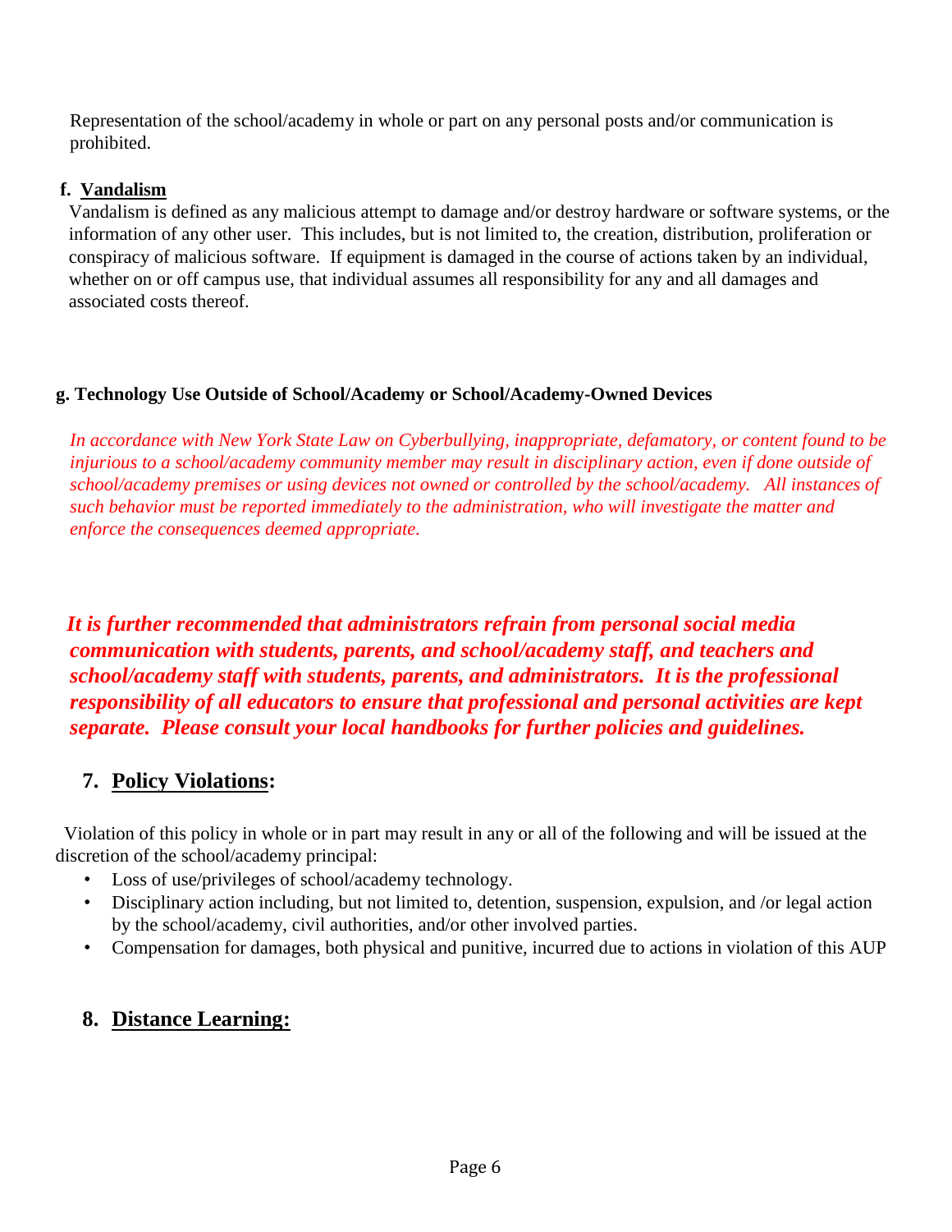Representation of the school/academy in whole or part on any personal posts and/or communication is prohibited.

#### f. <u>Vandalism</u>

Vandalism is defined as any malicious attempt to damage and/or destroy hardware or software systems, or the information of any other user. This includes, but is not limited to, the creation, distribution, proliferation or conspiracy of malicious software. If equipment is damaged in the course of actions taken by an individual, whether on or off campus use, that individual assumes all responsibility for any and all damages and associated costs thereof.

#### g. Technology Use Outside of School/Academy or School/Academy-Owned Devices

*In accordance with New York State Law on Cyberbullying, inappropriate, defamatory, or content found to be injurious to a school/academy community member may result in disciplinary action, even if done outside of school/academy premises or using devices not owned or controlled by the school/academy. All instances of such behavior must be reported immediately to the administration, who will investigate the matter and enforce the consequences deemed appropriate.*

***It is further recommended that administrators refrain from personal social media communication with students, parents, and school/academy staff, and teachers and school/academy staff with students, parents, and administrators. It is the professional responsibility of all educators to ensure that professional and personal activities are kept separate. Please consult your local handbooks for further policies and guidelines.***

## 7. <u>Policy Violations</u>:

Violation of this policy in whole or in part may result in any or all of the following and will be issued at the discretion of the school/academy principal:

- Loss of use/privileges of school/academy technology.
- Disciplinary action including, but not limited to, detention, suspension, expulsion, and /or legal action by the school/academy, civil authorities, and/or other involved parties.
- Compensation for damages, both physical and punitive, incurred due to actions in violation of this AUP

## 8. <u>Distance Learning:</u>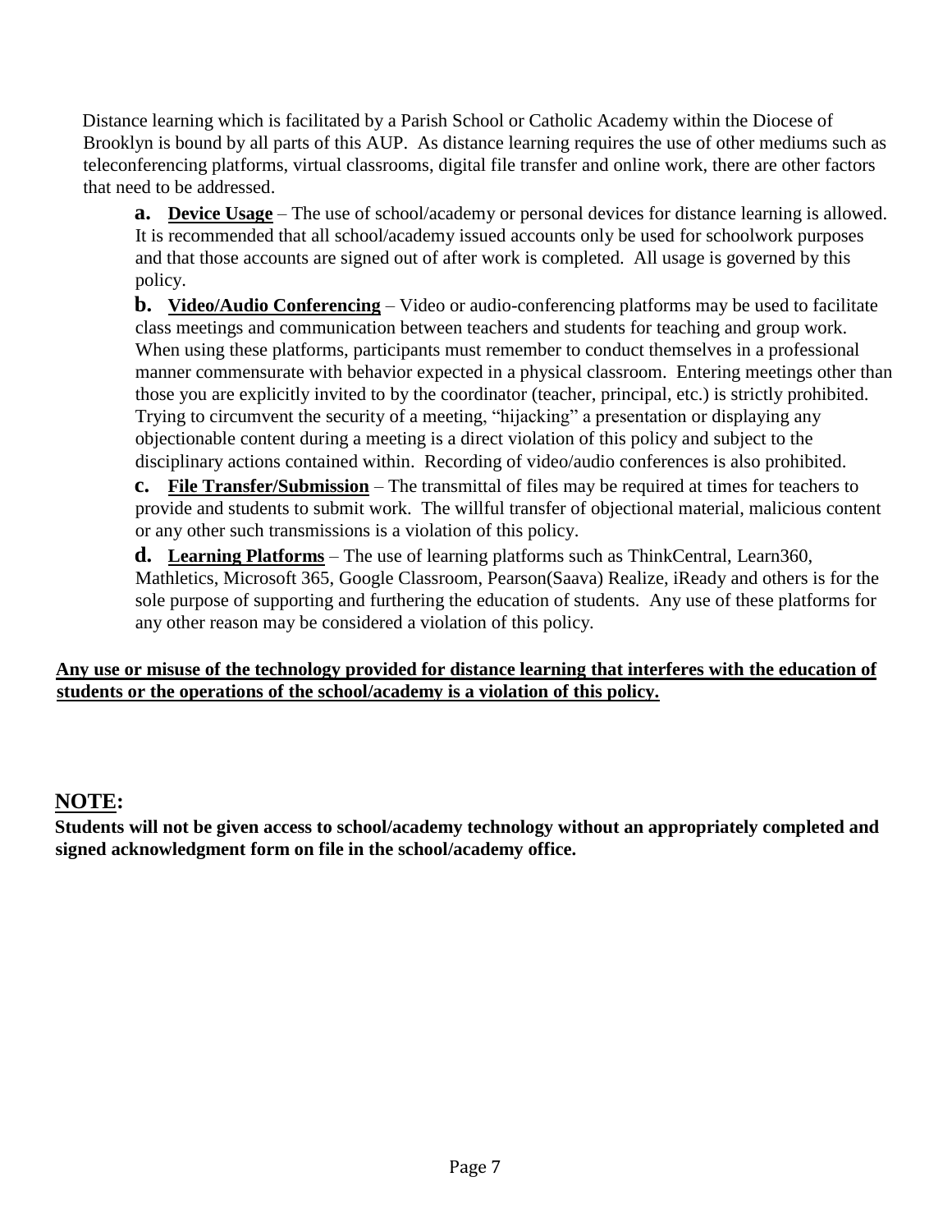Distance learning which is facilitated by a Parish School or Catholic Academy within the Diocese of Brooklyn is bound by all parts of this AUP. As distance learning requires the use of other mediums such as teleconferencing platforms, virtual classrooms, digital file transfer and online work, there are other factors that need to be addressed.

**a.** **Device Usage** – The use of school/academy or personal devices for distance learning is allowed. It is recommended that all school/academy issued accounts only be used for schoolwork purposes and that those accounts are signed out of after work is completed. All usage is governed by this policy.

**b.** **Video/Audio Conferencing** – Video or audio-conferencing platforms may be used to facilitate class meetings and communication between teachers and students for teaching and group work. When using these platforms, participants must remember to conduct themselves in a professional manner commensurate with behavior expected in a physical classroom. Entering meetings other than those you are explicitly invited to by the coordinator (teacher, principal, etc.) is strictly prohibited. Trying to circumvent the security of a meeting, "hijacking" a presentation or displaying any objectionable content during a meeting is a direct violation of this policy and subject to the disciplinary actions contained within. Recording of video/audio conferences is also prohibited.

**c.** **File Transfer/Submission** – The transmittal of files may be required at times for teachers to provide and students to submit work. The willful transfer of objectional material, malicious content or any other such transmissions is a violation of this policy.

**d.** **Learning Platforms** – The use of learning platforms such as ThinkCentral, Learn360, Mathletics, Microsoft 365, Google Classroom, Pearson(Saava) Realize, iReady and others is for the sole purpose of supporting and furthering the education of students. Any use of these platforms for any other reason may be considered a violation of this policy.

**Any use or misuse of the technology provided for distance learning that interferes with the education of students or the operations of the school/academy is a violation of this policy.**

## NOTE:

**Students will not be given access to school/academy technology without an appropriately completed and signed acknowledgment form on file in the school/academy office.**